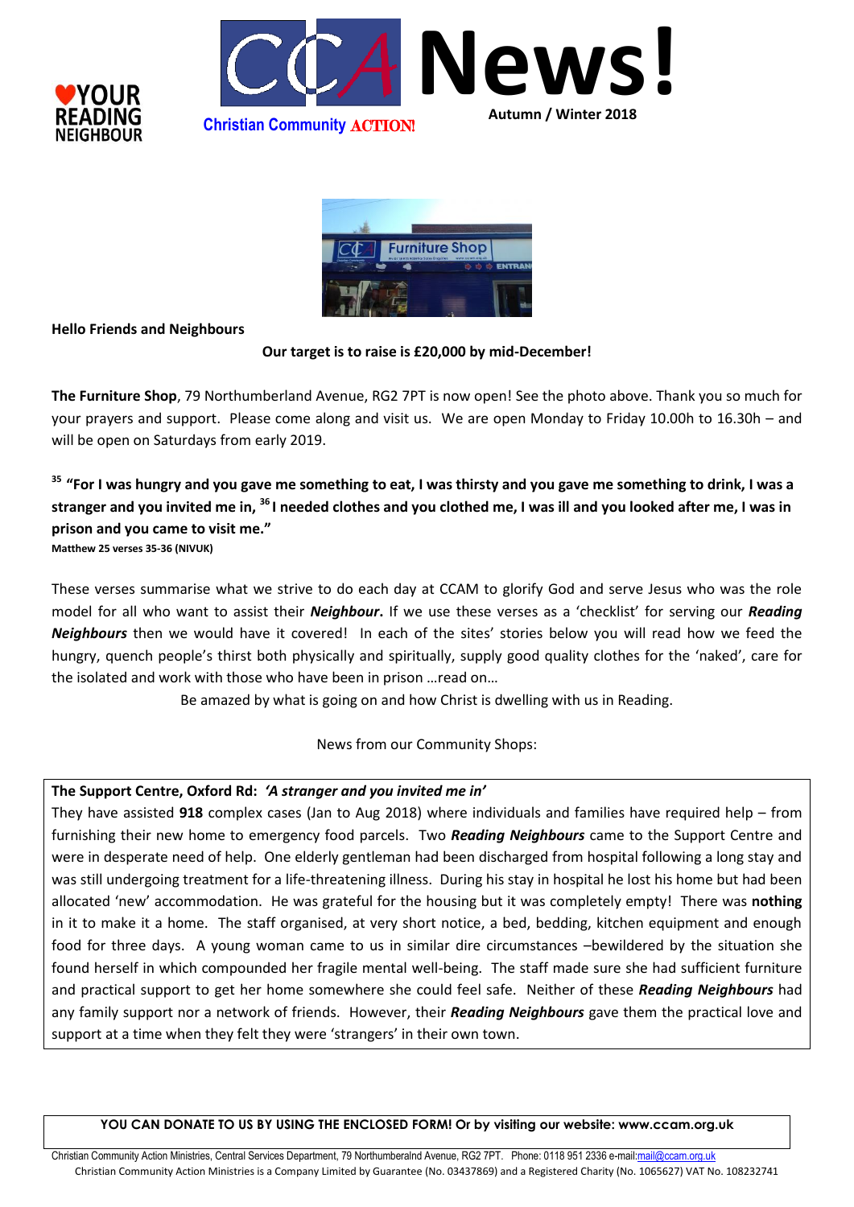♥YOUR READING NEIGHBOUR

# CCA News!

Christian Community ACTION!

Autumn / Winter 2018

**Hello Friends and Neighbours**

**Our target is to raise is £20,000 by mid-December!**

**The Furniture Shop**, 79 Northumberland Avenue, RG2 7PT is now open! See the photo above. Thank you so much for your prayers and support. Please come along and visit us. We are open Monday to Friday 10.00h to 16.30h – and will be open on Saturdays from early 2019.

**[35] "For I was hungry and you gave me something to eat, I was thirsty and you gave me something to drink, I was a stranger and you invited me in, [36] I needed clothes and you clothed me, I was ill and you looked after me, I was in prison and you came to visit me."**
**Matthew 25 verses 35-36 (NIVUK)**

These verses summarise what we strive to do each day at CCAM to glorify God and serve Jesus who was the role model for all who want to assist their ***Neighbour***. If we use these verses as a 'checklist' for serving our ***Reading Neighbours*** then we would have it covered! In each of the sites' stories below you will read how we feed the hungry, quench people's thirst both physically and spiritually, supply good quality clothes for the 'naked', care for the isolated and work with those who have been in prison …read on…

Be amazed by what is going on and how Christ is dwelling with us in Reading.

News from our Community Shops:

**The Support Centre, Oxford Rd:** ***'A stranger and you invited me in'***
They have assisted **918** complex cases (Jan to Aug 2018) where individuals and families have required help – from furnishing their new home to emergency food parcels. Two ***Reading Neighbours*** came to the Support Centre and were in desperate need of help. One elderly gentleman had been discharged from hospital following a long stay and was still undergoing treatment for a life-threatening illness. During his stay in hospital he lost his home but had been allocated 'new' accommodation. He was grateful for the housing but it was completely empty! There was **nothing** in it to make it a home. The staff organised, at very short notice, a bed, bedding, kitchen equipment and enough food for three days. A young woman came to us in similar dire circumstances –bewildered by the situation she found herself in which compounded her fragile mental well-being. The staff made sure she had sufficient furniture and practical support to get her home somewhere she could feel safe. Neither of these ***Reading Neighbours*** had any family support nor a network of friends. However, their ***Reading Neighbours*** gave them the practical love and support at a time when they felt they were 'strangers' in their own town.

**YOU CAN DONATE TO US BY USING THE ENCLOSED FORM! Or by visiting our website: www.ccam.org.uk**

Christian Community Action Ministries, Central Services Department, 79 Northumberalnd Avenue, RG2 7PT. Phone: 0118 951 2336 e-mail:mail@ccam.org.uk
Christian Community Action Ministries is a Company Limited by Guarantee (No. 03437869) and a Registered Charity (No. 1065627) VAT No. 108232741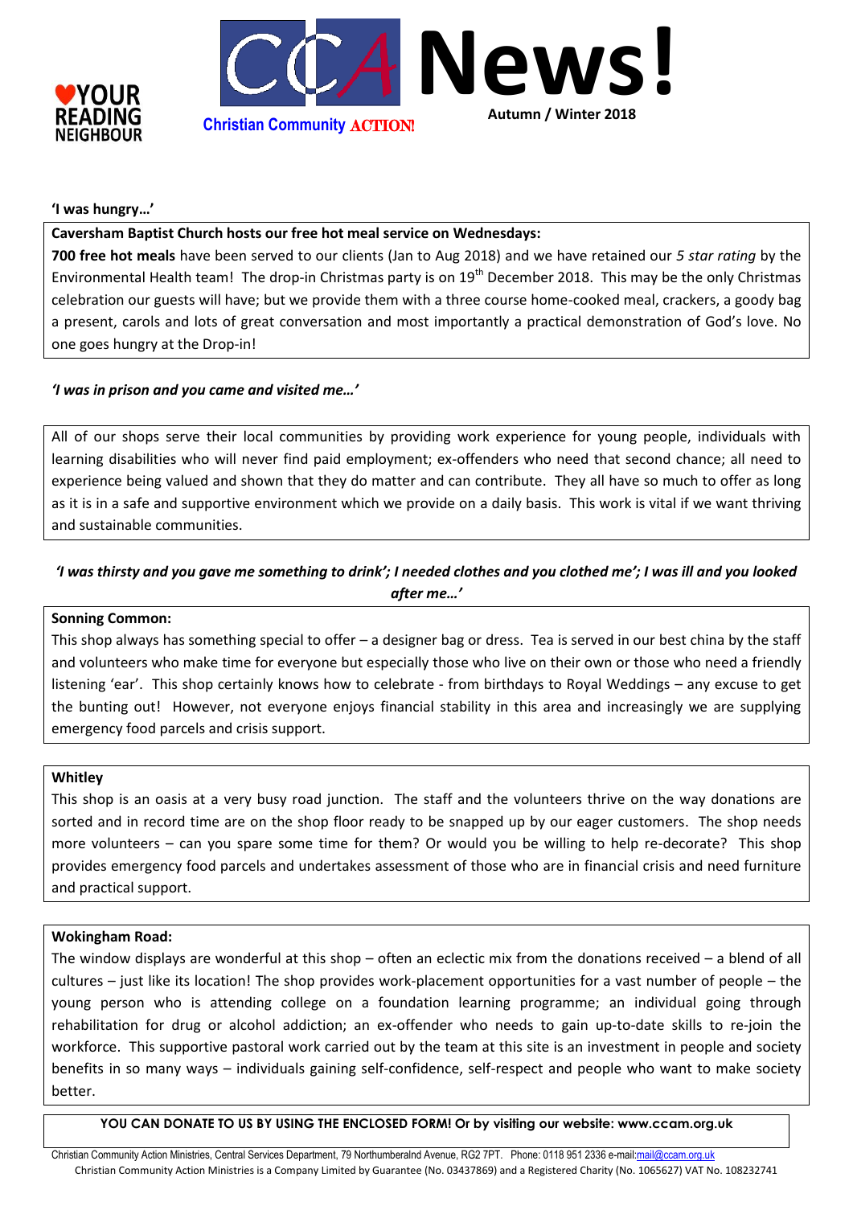YOUR READING NEIGHBOUR

CCA **News!**

Christian Community ACTION!

Autumn / Winter 2018

**'I was hungry…'**

**Caversham Baptist Church hosts our free hot meal service on Wednesdays:**

**700 free hot meals** have been served to our clients (Jan to Aug 2018) and we have retained our *5 star rating* by the Environmental Health team! The drop-in Christmas party is on 19th December 2018. This may be the only Christmas celebration our guests will have; but we provide them with a three course home-cooked meal, crackers, a goody bag a present, carols and lots of great conversation and most importantly a practical demonstration of God's love. No one goes hungry at the Drop-in!

***'I was in prison and you came and visited me…'***

All of our shops serve their local communities by providing work experience for young people, individuals with learning disabilities who will never find paid employment; ex-offenders who need that second chance; all need to experience being valued and shown that they do matter and can contribute. They all have so much to offer as long as it is in a safe and supportive environment which we provide on a daily basis. This work is vital if we want thriving and sustainable communities.

***'I was thirsty and you gave me something to drink'; I needed clothes and you clothed me'; I was ill and you looked after me…'***

**Sonning Common:**

This shop always has something special to offer – a designer bag or dress. Tea is served in our best china by the staff and volunteers who make time for everyone but especially those who live on their own or those who need a friendly listening 'ear'. This shop certainly knows how to celebrate - from birthdays to Royal Weddings – any excuse to get the bunting out! However, not everyone enjoys financial stability in this area and increasingly we are supplying emergency food parcels and crisis support.

**Whitley**

This shop is an oasis at a very busy road junction. The staff and the volunteers thrive on the way donations are sorted and in record time are on the shop floor ready to be snapped up by our eager customers. The shop needs more volunteers – can you spare some time for them? Or would you be willing to help re-decorate? This shop provides emergency food parcels and undertakes assessment of those who are in financial crisis and need furniture and practical support.

**Wokingham Road:**

The window displays are wonderful at this shop – often an eclectic mix from the donations received – a blend of all cultures – just like its location! The shop provides work-placement opportunities for a vast number of people – the young person who is attending college on a foundation learning programme; an individual going through rehabilitation for drug or alcohol addiction; an ex-offender who needs to gain up-to-date skills to re-join the workforce. This supportive pastoral work carried out by the team at this site is an investment in people and society benefits in so many ways – individuals gaining self-confidence, self-respect and people who want to make society better.

**YOU CAN DONATE TO US BY USING THE ENCLOSED FORM! Or by visiting our website: www.ccam.org.uk**

Christian Community Action Ministries, Central Services Department, 79 Northumberalnd Avenue, RG2 7PT. Phone: 0118 951 2336 e-mail:mail@ccam.org.uk

Christian Community Action Ministries is a Company Limited by Guarantee (No. 03437869) and a Registered Charity (No. 1065627) VAT No. 108232741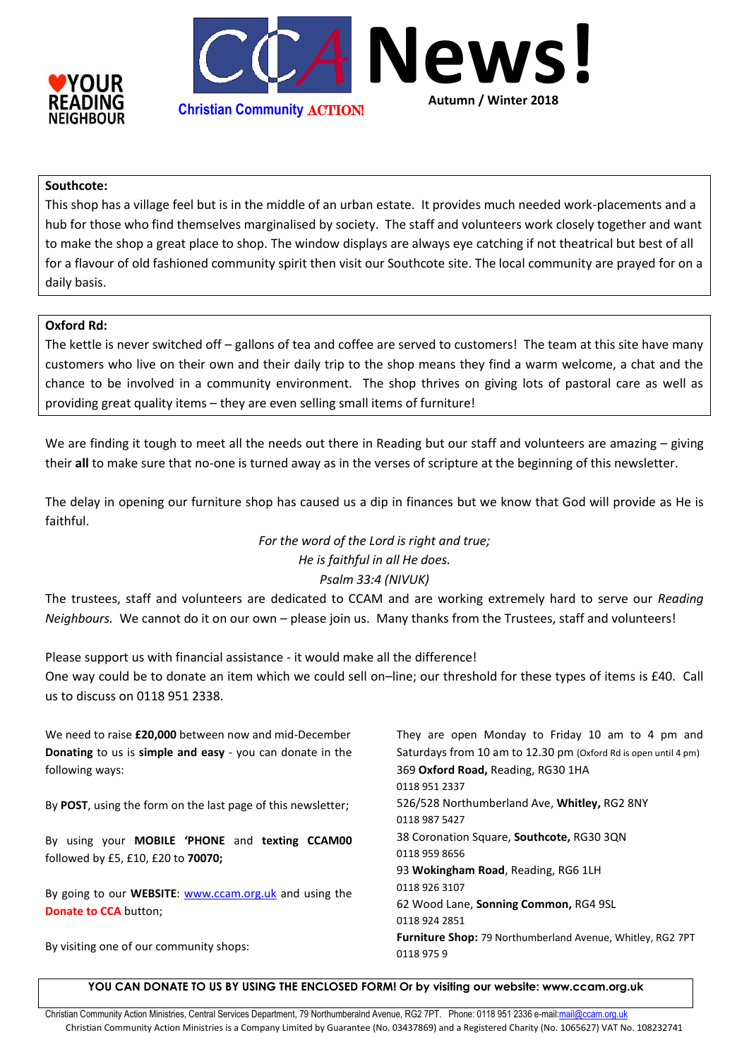♥YOUR READING NEIGHBOUR

# CCA News!

Christian Community ACTION!

Autumn / Winter 2018

**Southcote:**

This shop has a village feel but is in the middle of an urban estate. It provides much needed work-placements and a hub for those who find themselves marginalised by society. The staff and volunteers work closely together and want to make the shop a great place to shop. The window displays are always eye catching if not theatrical but best of all for a flavour of old fashioned community spirit then visit our Southcote site. The local community are prayed for on a daily basis.

**Oxford Rd:**

The kettle is never switched off – gallons of tea and coffee are served to customers! The team at this site have many customers who live on their own and their daily trip to the shop means they find a warm welcome, a chat and the chance to be involved in a community environment. The shop thrives on giving lots of pastoral care as well as providing great quality items – they are even selling small items of furniture!

We are finding it tough to meet all the needs out there in Reading but our staff and volunteers are amazing – giving their **all** to make sure that no-one is turned away as in the verses of scripture at the beginning of this newsletter.

The delay in opening our furniture shop has caused us a dip in finances but we know that God will provide as He is faithful.

*For the word of the Lord is right and true;*
*He is faithful in all He does.*
*Psalm 33:4 (NIVUK)*

The trustees, staff and volunteers are dedicated to CCAM and are working extremely hard to serve our *Reading Neighbours.* We cannot do it on our own – please join us. Many thanks from the Trustees, staff and volunteers!

Please support us with financial assistance - it would make all the difference!
One way could be to donate an item which we could sell on–line; our threshold for these types of items is £40. Call us to discuss on 0118 951 2338.

We need to raise **£20,000** between now and mid-December
**Donating** to us is **simple and easy** - you can donate in the following ways:

By **POST**, using the form on the last page of this newsletter;

By using your **MOBILE 'PHONE** and **texting CCAM00** followed by £5, £10, £20 to **70070;**

By going to our **WEBSITE**: www.ccam.org.uk and using the **Donate to CCA** button;

By visiting one of our community shops:

They are open Monday to Friday 10 am to 4 pm and Saturdays from 10 am to 12.30 pm (Oxford Rd is open until 4 pm)

369 **Oxford Road,** Reading, RG30 1HA
0118 951 2337

526/528 Northumberland Ave, **Whitley,** RG2 8NY
0118 987 5427

38 Coronation Square, **Southcote,** RG30 3QN
0118 959 8656

93 **Wokingham Road**, Reading, RG6 1LH
0118 926 3107

62 Wood Lane, **Sonning Common,** RG4 9SL
0118 924 2851

**Furniture Shop:** 79 Northumberland Avenue, Whitley, RG2 7PT
0118 975 9

**YOU CAN DONATE TO US BY USING THE ENCLOSED FORM! Or by visiting our website: www.ccam.org.uk**

Christian Community Action Ministries, Central Services Department, 79 Northumberalnd Avenue, RG2 7PT. Phone: 0118 951 2336 e-mail:mail@ccam.org.uk
Christian Community Action Ministries is a Company Limited by Guarantee (No. 03437869) and a Registered Charity (No. 1065627) VAT No. 108232741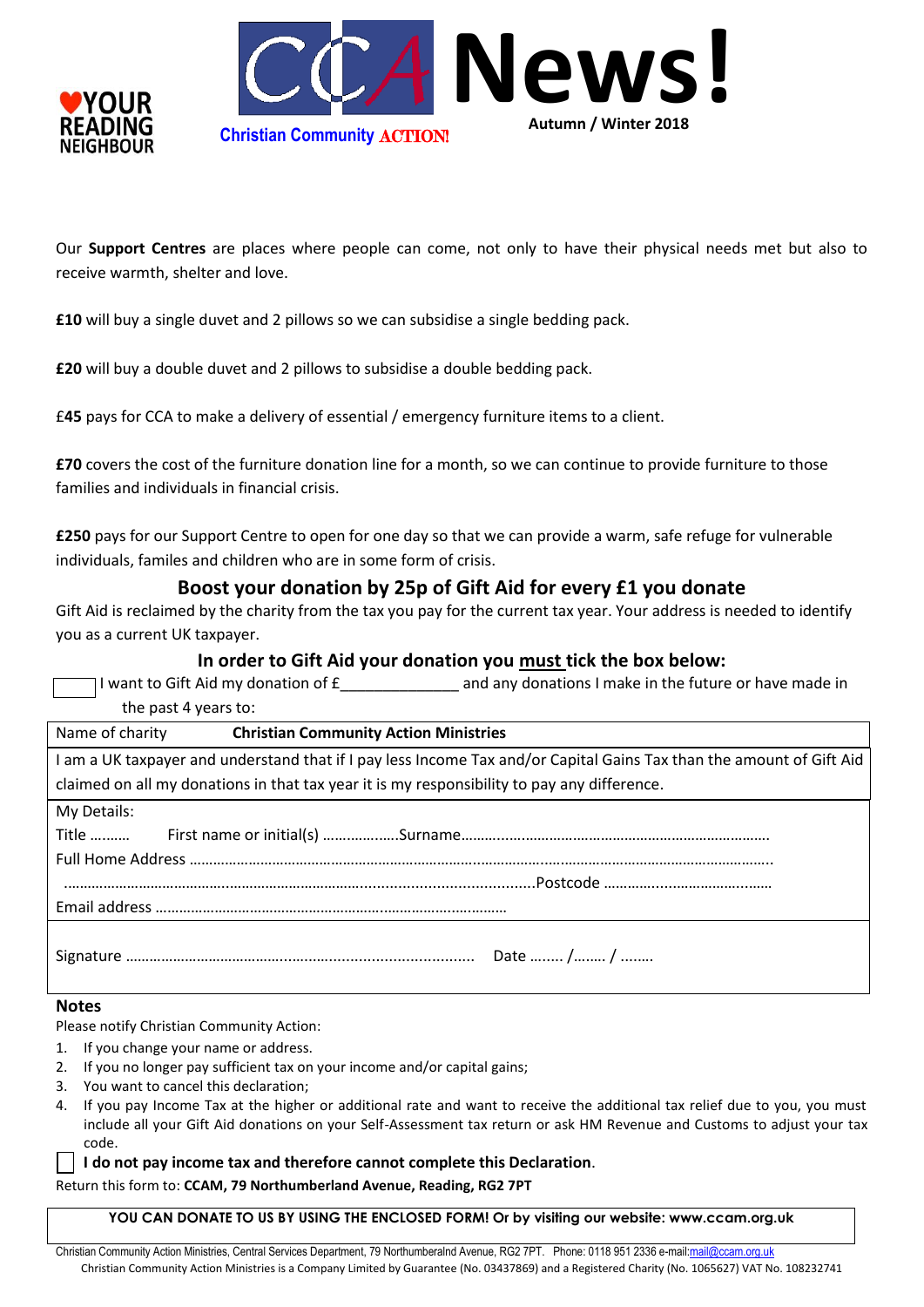♥YOUR READING NEIGHBOUR

CCA **News!**

Christian Community ACTION!

**Autumn / Winter 2018**

Our **Support Centres** are places where people can come, not only to have their physical needs met but also to receive warmth, shelter and love.

**£10** will buy a single duvet and 2 pillows so we can subsidise a single bedding pack.

**£20** will buy a double duvet and 2 pillows to subsidise a double bedding pack.

£**45** pays for CCA to make a delivery of essential / emergency furniture items to a client.

**£70** covers the cost of the furniture donation line for a month, so we can continue to provide furniture to those families and individuals in financial crisis.

**£250** pays for our Support Centre to open for one day so that we can provide a warm, safe refuge for vulnerable individuals, familes and children who are in some form of crisis.

## Boost your donation by 25p of Gift Aid for every £1 you donate

Gift Aid is reclaimed by the charity from the tax you pay for the current tax year. Your address is needed to identify you as a current UK taxpayer.

### In order to Gift Aid your donation you must tick the box below:

☐ I want to Gift Aid my donation of £_____________ and any donations I make in the future or have made in the past 4 years to:

Name of charity **Christian Community Action Ministries**

I am a UK taxpayer and understand that if I pay less Income Tax and/or Capital Gains Tax than the amount of Gift Aid claimed on all my donations in that tax year it is my responsibility to pay any difference.

My Details:

Title ………. First name or initial(s) ………………Surname…………………………………………………………………

Full Home Address ……………………………………………………………………………………………………………………

……………………………………………………………………………………Postcode ……………………………………

Email address …………………………………………………………………………

Signature ……………………………………………………………… Date …….. /…….. / ……..

**Notes**

Please notify Christian Community Action:

1. If you change your name or address.
2. If you no longer pay sufficient tax on your income and/or capital gains;
3. You want to cancel this declaration;
4. If you pay Income Tax at the higher or additional rate and want to receive the additional tax relief due to you, you must include all your Gift Aid donations on your Self-Assessment tax return or ask HM Revenue and Customs to adjust your tax code.

☐ **I do not pay income tax and therefore cannot complete this Declaration**.

Return this form to: **CCAM, 79 Northumberland Avenue, Reading, RG2 7PT**

**YOU CAN DONATE TO US BY USING THE ENCLOSED FORM! Or by visiting our website: www.ccam.org.uk**

Christian Community Action Ministries, Central Services Department, 79 Northumberalnd Avenue, RG2 7PT. Phone: 0118 951 2336 e-mail:mail@ccam.org.uk
Christian Community Action Ministries is a Company Limited by Guarantee (No. 03437869) and a Registered Charity (No. 1065627) VAT No. 108232741